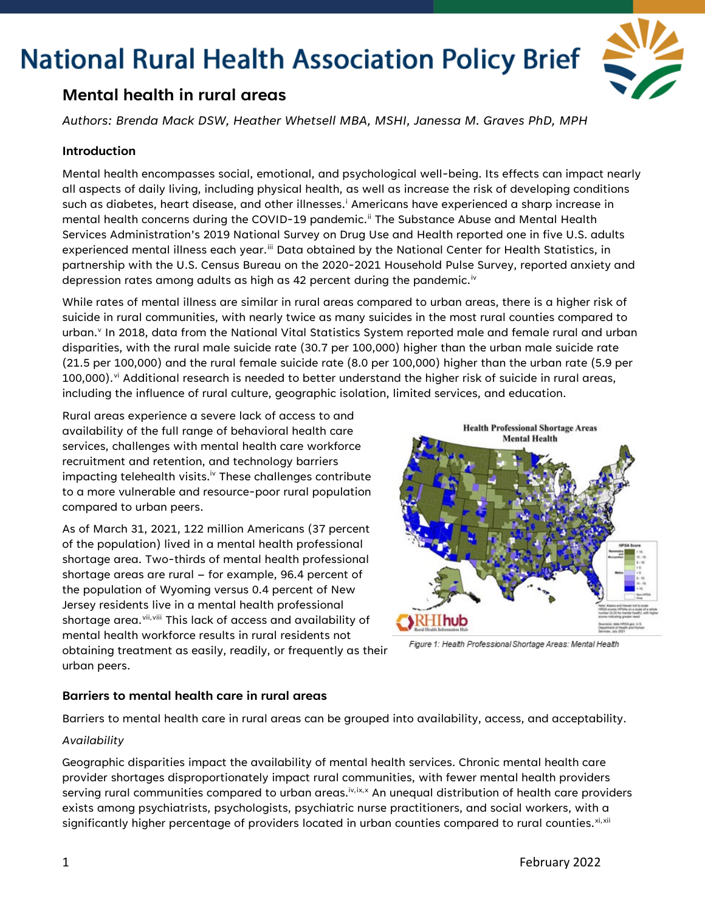# National Rural Health Association Policy Brief

## Mental health in rural areas

*Authors: Brenda Mack DSW, Heather Whetsell MBA, MSHI, Janessa M. Graves PhD, MPH*

### Introduction

Mental health encompasses social, emotional, and psychological well-being. Its effects can impact nearly all aspects of daily living, including physical health, as well as increase the risk of developing conditions such as diabetes, heart disease, and other illnesses.[i] Americans have experienced a sharp increase in mental health concerns during the COVID-19 pandemic.[ii] The Substance Abuse and Mental Health Services Administration's 2019 National Survey on Drug Use and Health reported one in five U.S. adults experienced mental illness each year.[iii] Data obtained by the National Center for Health Statistics, in partnership with the U.S. Census Bureau on the 2020-2021 Household Pulse Survey, reported anxiety and depression rates among adults as high as 42 percent during the pandemic.[iv]

While rates of mental illness are similar in rural areas compared to urban areas, there is a higher risk of suicide in rural communities, with nearly twice as many suicides in the most rural counties compared to urban.[v] In 2018, data from the National Vital Statistics System reported male and female rural and urban disparities, with the rural male suicide rate (30.7 per 100,000) higher than the urban male suicide rate (21.5 per 100,000) and the rural female suicide rate (8.0 per 100,000) higher than the urban rate (5.9 per 100,000).[vi] Additional research is needed to better understand the higher risk of suicide in rural areas, including the influence of rural culture, geographic isolation, limited services, and education.

Rural areas experience a severe lack of access to and availability of the full range of behavioral health care services, challenges with mental health care workforce recruitment and retention, and technology barriers impacting telehealth visits.[iv] These challenges contribute to a more vulnerable and resource-poor rural population compared to urban peers.

As of March 31, 2021, 122 million Americans (37 percent of the population) lived in a mental health professional shortage area. Two-thirds of mental health professional shortage areas are rural – for example, 96.4 percent of the population of Wyoming versus 0.4 percent of New Jersey residents live in a mental health professional shortage area.[vii,viii] This lack of access and availability of mental health workforce results in rural residents not obtaining treatment as easily, readily, or frequently as their urban peers.

*Figure 1: Health Professional Shortage Areas: Mental Health*

### Barriers to mental health care in rural areas

Barriers to mental health care in rural areas can be grouped into availability, access, and acceptability.

*Availability*

Geographic disparities impact the availability of mental health services. Chronic mental health care provider shortages disproportionately impact rural communities, with fewer mental health providers serving rural communities compared to urban areas.[iv,ix,x] An unequal distribution of health care providers exists among psychiatrists, psychologists, psychiatric nurse practitioners, and social workers, with a significantly higher percentage of providers located in urban counties compared to rural counties.[xi,xii]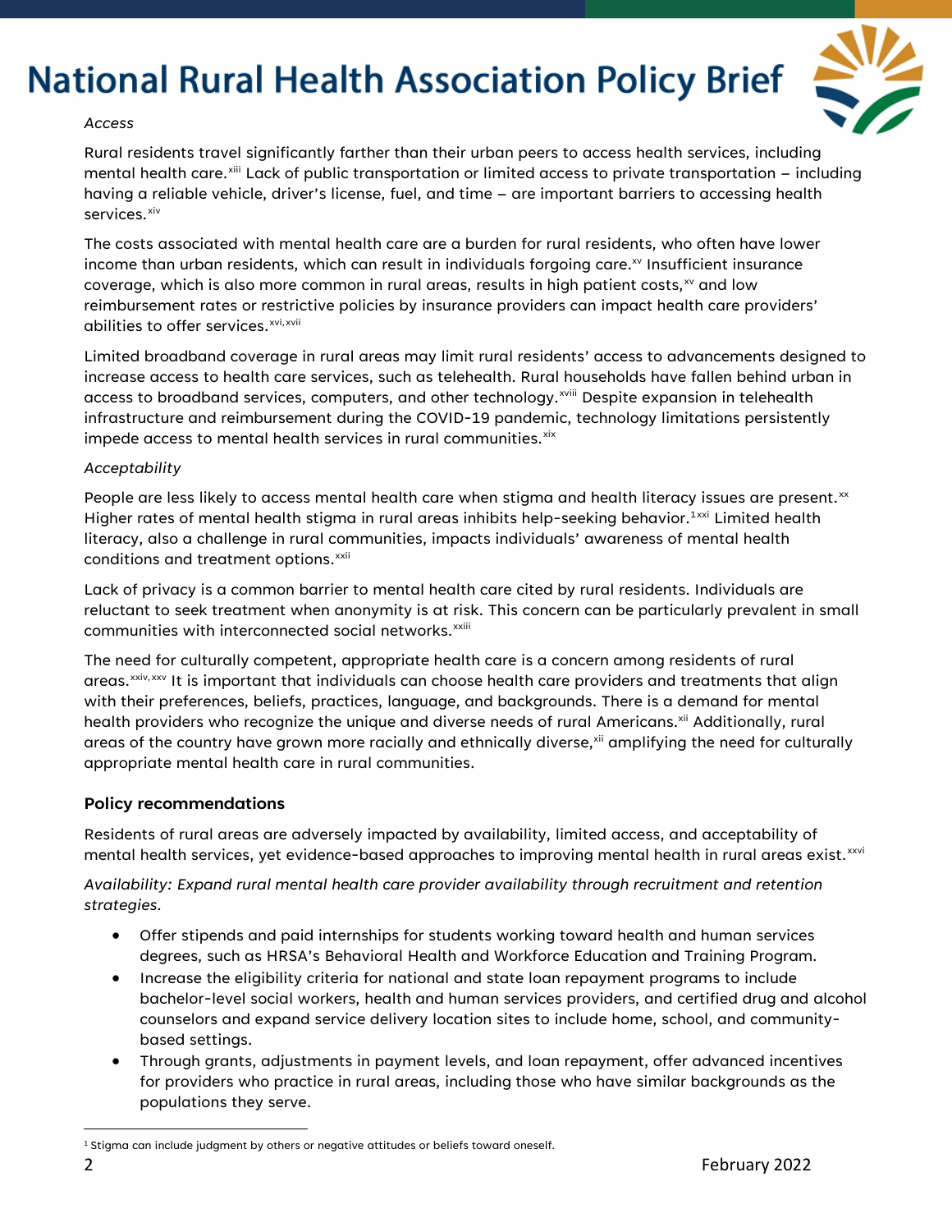*Access*

Rural residents travel significantly farther than their urban peers to access health services, including mental health care.[xiii] Lack of public transportation or limited access to private transportation – including having a reliable vehicle, driver's license, fuel, and time – are important barriers to accessing health services.[xiv]

The costs associated with mental health care are a burden for rural residents, who often have lower income than urban residents, which can result in individuals forgoing care.[xv] Insufficient insurance coverage, which is also more common in rural areas, results in high patient costs,[xv] and low reimbursement rates or restrictive policies by insurance providers can impact health care providers' abilities to offer services.[xvi, xvii]

Limited broadband coverage in rural areas may limit rural residents' access to advancements designed to increase access to health care services, such as telehealth. Rural households have fallen behind urban in access to broadband services, computers, and other technology.[xviii] Despite expansion in telehealth infrastructure and reimbursement during the COVID-19 pandemic, technology limitations persistently impede access to mental health services in rural communities.[xix]

*Acceptability*

People are less likely to access mental health care when stigma and health literacy issues are present.[xx] Higher rates of mental health stigma in rural areas inhibits help-seeking behavior.[1][xxi] Limited health literacy, also a challenge in rural communities, impacts individuals' awareness of mental health conditions and treatment options.[xxii]

Lack of privacy is a common barrier to mental health care cited by rural residents. Individuals are reluctant to seek treatment when anonymity is at risk. This concern can be particularly prevalent in small communities with interconnected social networks.[xxiii]

The need for culturally competent, appropriate health care is a concern among residents of rural areas.[xxiv, xxv] It is important that individuals can choose health care providers and treatments that align with their preferences, beliefs, practices, language, and backgrounds. There is a demand for mental health providers who recognize the unique and diverse needs of rural Americans.[xii] Additionally, rural areas of the country have grown more racially and ethnically diverse,[xii] amplifying the need for culturally appropriate mental health care in rural communities.

## Policy recommendations

Residents of rural areas are adversely impacted by availability, limited access, and acceptability of mental health services, yet evidence-based approaches to improving mental health in rural areas exist.[xxvi]

*Availability: Expand rural mental health care provider availability through recruitment and retention strategies.*

- Offer stipends and paid internships for students working toward health and human services degrees, such as HRSA's Behavioral Health and Workforce Education and Training Program.
- Increase the eligibility criteria for national and state loan repayment programs to include bachelor-level social workers, health and human services providers, and certified drug and alcohol counselors and expand service delivery location sites to include home, school, and community-based settings.
- Through grants, adjustments in payment levels, and loan repayment, offer advanced incentives for providers who practice in rural areas, including those who have similar backgrounds as the populations they serve.

---

[1] Stigma can include judgment by others or negative attitudes or beliefs toward oneself.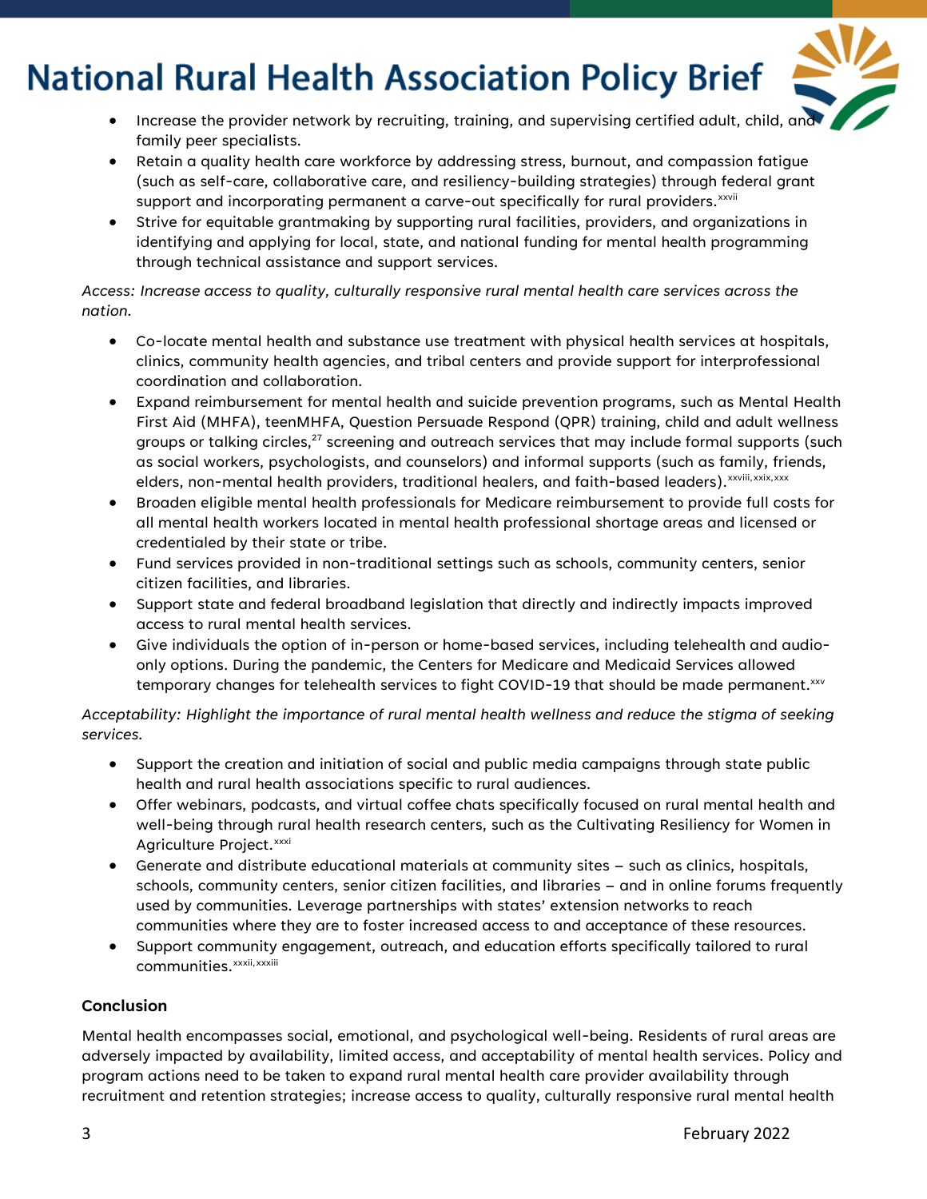- Increase the provider network by recruiting, training, and supervising certified adult, child, and family peer specialists.
- Retain a quality health care workforce by addressing stress, burnout, and compassion fatigue (such as self-care, collaborative care, and resiliency-building strategies) through federal grant support and incorporating permanent a carve-out specifically for rural providers.[xxvii]
- Strive for equitable grantmaking by supporting rural facilities, providers, and organizations in identifying and applying for local, state, and national funding for mental health programming through technical assistance and support services.

*Access: Increase access to quality, culturally responsive rural mental health care services across the nation.*

- Co-locate mental health and substance use treatment with physical health services at hospitals, clinics, community health agencies, and tribal centers and provide support for interprofessional coordination and collaboration.
- Expand reimbursement for mental health and suicide prevention programs, such as Mental Health First Aid (MHFA), teenMHFA, Question Persuade Respond (QPR) training, child and adult wellness groups or talking circles,[27] screening and outreach services that may include formal supports (such as social workers, psychologists, and counselors) and informal supports (such as family, friends, elders, non-mental health providers, traditional healers, and faith-based leaders).[xxviii,xxix,xxx]
- Broaden eligible mental health professionals for Medicare reimbursement to provide full costs for all mental health workers located in mental health professional shortage areas and licensed or credentialed by their state or tribe.
- Fund services provided in non-traditional settings such as schools, community centers, senior citizen facilities, and libraries.
- Support state and federal broadband legislation that directly and indirectly impacts improved access to rural mental health services.
- Give individuals the option of in-person or home-based services, including telehealth and audio-only options. During the pandemic, the Centers for Medicare and Medicaid Services allowed temporary changes for telehealth services to fight COVID-19 that should be made permanent.[xxv]

*Acceptability: Highlight the importance of rural mental health wellness and reduce the stigma of seeking services.*

- Support the creation and initiation of social and public media campaigns through state public health and rural health associations specific to rural audiences.
- Offer webinars, podcasts, and virtual coffee chats specifically focused on rural mental health and well-being through rural health research centers, such as the Cultivating Resiliency for Women in Agriculture Project.[xxxi]
- Generate and distribute educational materials at community sites – such as clinics, hospitals, schools, community centers, senior citizen facilities, and libraries – and in online forums frequently used by communities. Leverage partnerships with states' extension networks to reach communities where they are to foster increased access to and acceptance of these resources.
- Support community engagement, outreach, and education efforts specifically tailored to rural communities.[xxxii,xxxiii]

**Conclusion**

Mental health encompasses social, emotional, and psychological well-being. Residents of rural areas are adversely impacted by availability, limited access, and acceptability of mental health services. Policy and program actions need to be taken to expand rural mental health care provider availability through recruitment and retention strategies; increase access to quality, culturally responsive rural mental health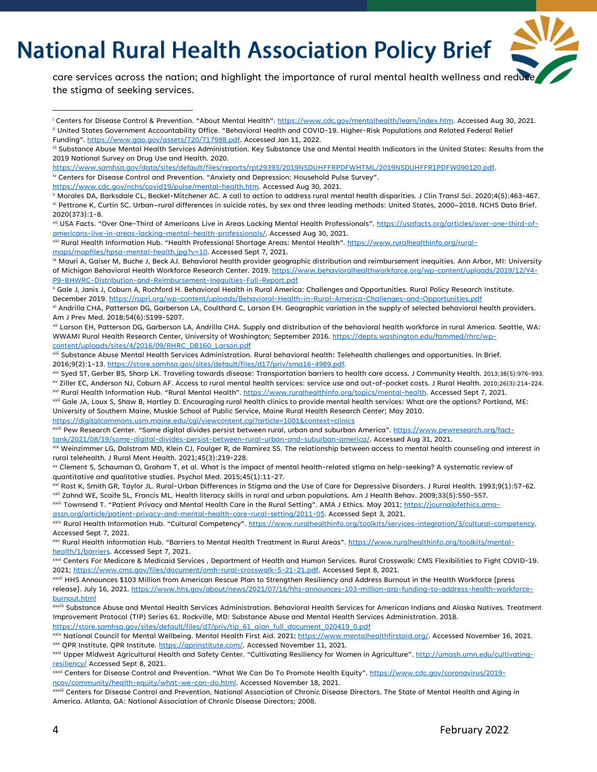care services across the nation; and highlight the importance of rural mental health wellness and reduce the stigma of seeking services.

---

[i] Centers for Disease Control & Prevention. "About Mental Health". https://www.cdc.gov/mentalhealth/learn/index.htm. Accessed Aug 30, 2021.

[ii] United States Government Accountability Office. "Behavioral Health and COVID-19. Higher-Risk Populations and Related Federal Relief Funding". https://www.gao.gov/assets/720/717988.pdf. Accessed Jan 11, 2022.

[iii] Substance Abuse Mental Health Services Administration. Key Substance Use and Mental Health Indicators in the United States: Results from the 2019 National Survey on Drug Use and Health. 2020. https://www.samhsa.gov/data/sites/default/files/reports/rpt29393/2019NSDUHFFRPDFWHTML/2019NSDUHFFR1PDFW090120.pdf.

[iv] Centers for Disease Control and Prevention. "Anxiety and Depression: Household Pulse Survey". https://www.cdc.gov/nchs/covid19/pulse/mental-health.htm. Accessed Aug 30, 2021.

[v] Morales DA, Barksdale CL, Beckel-Mitchener AC. A call to action to address rural mental health disparities. J Clin Transl Sci. 2020;4(5):463-467.

[vi] Pettrone K, Curtin SC. Urban–rural differences in suicide rates, by sex and three leading methods: United States, 2000–2018. NCHS Data Brief. 2020(373):1-8.

[vii] USA Facts. "Over One-Third of Americans Live in Areas Lacking Mental Health Professionals". https://usafacts.org/articles/over-one-third-of-americans-live-in-areas-lacking-mental-health-professionals/. Accessed Aug 30, 2021.

[viii] Rural Health Information Hub. "Health Professional Shortage Areas: Mental Health". https://www.ruralhealthinfo.org/rural-maps/mapfiles/hpsa-mental-health.jpg?v=10. Accessed Sept 7, 2021.

[ix] Mauri A, Gaiser M, Buche J, Beck AJ. Behavioral health provider geographic distribution and reimbursement inequities. Ann Arbor, MI: University of Michigan Behavioral Health Workforce Research Center. 2019. https://www.behavioralhealthworkforce.org/wp-content/uploads/2019/12/Y4-P9-BHWRC-Distribution-and-Reimbursement-Inequities-Full-Report.pdf

[x] Gale J, Janis J, Coburn A, Rochford H. Behavioral Health in Rural America: Challenges and Opportunities. Rural Policy Research Institute. December 2019. https://rupri.org/wp-content/uploads/Behavioral-Health-in-Rural-America-Challenges-and-Opportunities.pdf

[xi] Andrilla CHA, Patterson DG, Garberson LA, Coulthard C, Larson EH. Geographic variation in the supply of selected behavioral health providers. Am J Prev Med. 2018;54(6):S199-S207.

[xii] Larson EH, Patterson DG, Garberson LA, Andrilla CHA. Supply and distribution of the behavioral health workforce in rural America. Seattle, WA: WWAMI Rural Health Research Center, University of Washington; September 2016. https://depts.washington.edu/fammed/rhrc/wp-content/uploads/sites/4/2016/09/RHRC_DB160_Larson.pdf

[xiii] Substance Abuse Mental Health Services Administration. Rural behavioral health: Telehealth challenges and opportunities. In Brief. 2016;9(2):1-13. https://store.samhsa.gov/sites/default/files/d17/priv/sma16-4989.pdf.

[xiv] Syed ST, Gerber BS, Sharp LK. Traveling towards disease: Transportation barriers to health care access. J Community Health. 2013;38(5):976-993.

[xv] Ziller EC, Anderson NJ, Coburn AF. Access to rural mental health services: service use and out-of-pocket costs. J Rural Health. 2010;26(3):214-224.

[xvi] Rural Health Information Hub. "Rural Mental Health". https://www.ruralhealthinfo.org/topics/mental-health. Accessed Sept 7, 2021.

[xvii] Gale JA, Loux S, Shaw B, Hartley D. Encouraging rural health clinics to provide mental health services: What are the options? Portland, ME: University of Southern Maine, Muskie School of Public Service, Maine Rural Health Research Center; May 2010. https://digitalcommons.usm.maine.edu/cgi/viewcontent.cgi?article=1001&context=clinics

[xviii] Pew Research Center. "Some digital divides persist between rural, urban and suburban America". https://www.pewresearch.org/fact-tank/2021/08/19/some-digital-divides-persist-between-rural-urban-and-suburban-america/. Accessed Aug 31, 2021.

[xix] Weinzimmer LG, Dalstrom MD, Klein CJ, Foulger R, de Ramirez SS. The relationship between access to mental health counseling and interest in rural telehealth. J Rural Ment Health. 2021;45(3):219-228.

[xx] Clement S, Schauman O, Graham T, et al. What is the impact of mental health-related stigma on help-seeking? A systematic review of quantitative and qualitative studies. Psychol Med. 2015;45(1):11-27.

[xxi] Rost K, Smith GR, Taylor JL. Rural-Urban Differences in Stigma and the Use of Care for Depressive Disorders. J Rural Health. 1993;9(1):57-62.

[xxii] Zahnd WE, Scaife SL, Francis ML. Health literacy skills in rural and urban populations. Am J Health Behav. 2009;33(5):550-557.

[xxiii] Townsend T. "Patient Privacy and Mental Health Care in the Rural Setting". AMA J Ethics. May 2011; https://journalofethics.ama-assn.org/article/patient-privacy-and-mental-health-care-rural-setting/2011-05. Accessed Sept 3, 2021.

[xxiv] Rural Health Information Hub. "Cultural Competency". https://www.ruralhealthinfo.org/toolkits/services-integration/3/cultural-competency. Accessed Sept 7, 2021.

[xxv] Rural Health Information Hub. "Barriers to Mental Health Treatment in Rural Areas". https://www.ruralhealthinfo.org/toolkits/mental-health/1/barriers. Accessed Sept 7, 2021.

[xxvi] Centers For Medicare & Medicaid Services , Department of Health and Human Services. Rural Crosswalk: CMS Flexibilities to Fight COVID-19. 2021; https://www.cms.gov/files/document/omh-rural-crosswalk-5-21-21.pdf. Accessed Sept 8, 2021.

[xxvii] HHS Announces $103 Million from American Rescue Plan to Strengthen Resiliency and Address Burnout in the Health Workforce [press release]. July 16, 2021. https://www.hhs.gov/about/news/2021/07/16/hhs-announces-103-million-arp-funding-to-address-health-workforce-burnout.html

[xxviii] Substance Abuse and Mental Health Services Administration. Behavioral Health Services for American Indians and Alaska Natives. Treatment Improvement Protocol (TIP) Series 61. Rockville, MD: Substance Abuse and Mental Health Services Administration. 2018. https://store.samhsa.gov/sites/default/files/d7/priv/tip_61_aian_full_document_020419_0.pdf

[xxix] National Council for Mental Wellbeing. Mental Health First Aid. 2021; https://www.mentalhealthfirstaid.org/. Accessed November 16, 2021.

[xxx] QPR Institute. QPR Institute. https://qprinstitute.com/. Accessed November 11, 2021.

[xxxi] Upper Midwest Agricultural Health and Safety Center. "Cultivating Resiliency for Women in Agriculture". http://umash.umn.edu/cultivating-resiliency/ Accessed Sept 8, 2021.

[xxxii] Centers for Disease Control and Prevention. "What We Can Do To Promote Health Equity". https://www.cdc.gov/coronavirus/2019-ncov/community/health-equity/what-we-can-do.html. Accessed November 18, 2021.

[xxxiii] Centers for Disease Control and Prevention, National Association of Chronic Disease Directors. The State of Mental Health and Aging in America. Atlanta, GA: National Association of Chronic Disease Directors; 2008.